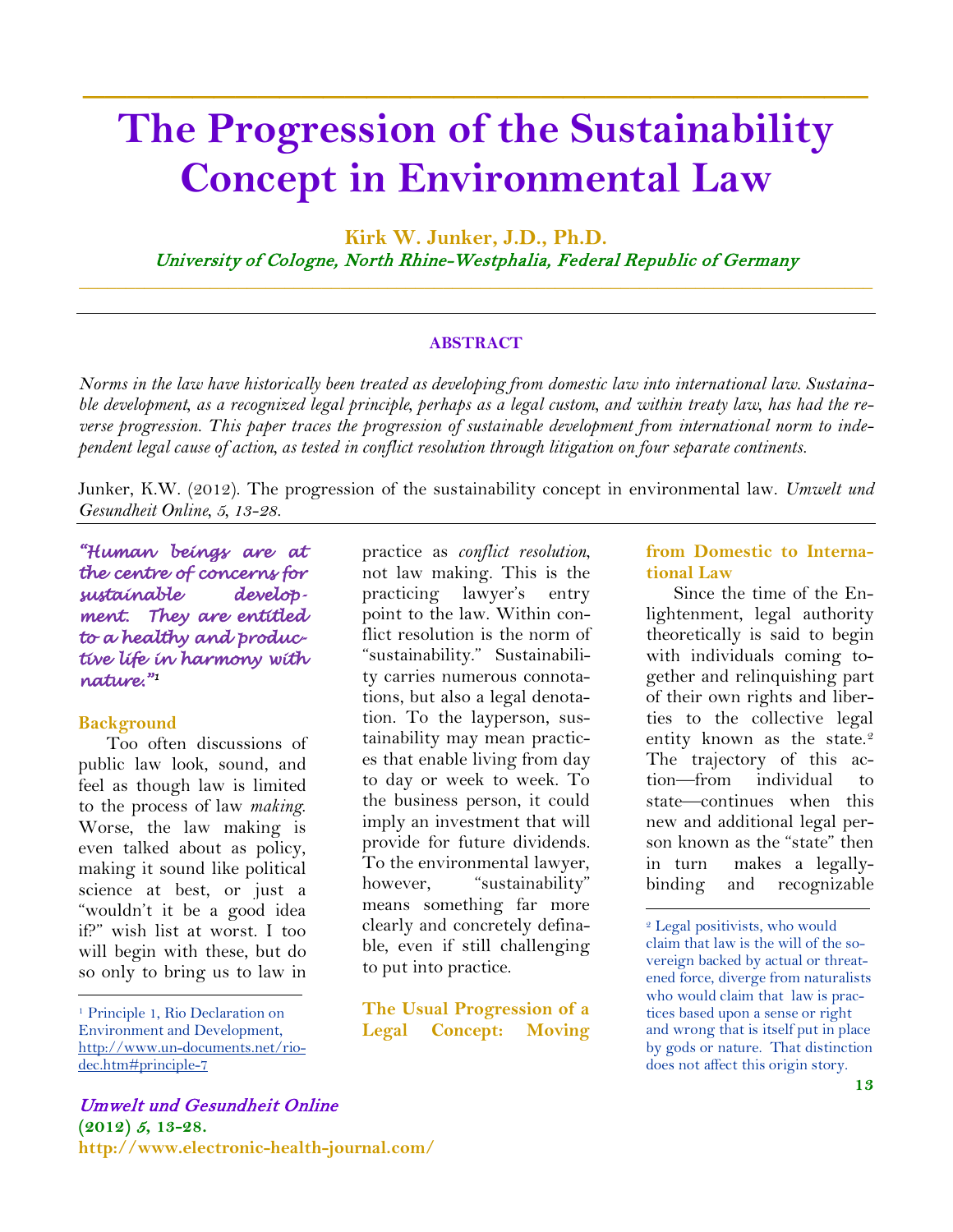# The Progression of the Sustainability Concept in Environmental Law

**Kirk W. Junker, J.D., Ph.D.**

*University of Cologne, North Rhine-Westphalia, Federal Republic of Germany*

**ABSTRACT**

*Norms in the law have historically been treated as developing from domestic law into international law. Sustainable development, as a recognized legal principle, perhaps as a legal custom, and within treaty law, has had the reverse progression. This paper traces the progression of sustainable development from international norm to independent legal cause of action, as tested in conflict resolution through litigation on four separate continents.*

Junker, K.W. (2012). The progression of the sustainability concept in environmental law. *Umwelt und Gesundheit Online, 5*, 13-28.

*"Human beings are at the centre of concerns for sustainable development. They are entitled to a healthy and productive life in harmony with nature."*[1]

## Background

Too often discussions of public law look, sound, and feel as though law is limited to the process of law *making*. Worse, the law making is even talked about as policy, making it sound like political science at best, or just a "wouldn't it be a good idea if?" wish list at worst. I too will begin with these, but do so only to bring us to law in practice as *conflict resolution*, not law making. This is the practicing lawyer's entry point to the law. Within conflict resolution is the norm of "sustainability." Sustainability carries numerous connotations, but also a legal denotation. To the layperson, sustainability may mean practices that enable living from day to day or week to week. To the business person, it could imply an investment that will provide for future dividends. To the environmental lawyer, however, "sustainability" means something far more clearly and concretely definable, even if still challenging to put into practice.

## The Usual Progression of a Legal Concept: Moving from Domestic to International Law

Since the time of the Enlightenment, legal authority theoretically is said to begin with individuals coming together and relinquishing part of their own rights and liberties to the collective legal entity known as the state.[2] The trajectory of this action—from individual to state—continues when this new and additional legal person known as the "state" then in turn makes a legally-binding and recognizable

---

[1] Principle 1, Rio Declaration on Environment and Development, http://www.un-documents.net/rio-dec.htm#principle-7

[2] Legal positivists, who would claim that law is the will of the sovereign backed by actual or threatened force, diverge from naturalists who would claim that law is practices based upon a sense or right and wrong that is itself put in place by gods or nature. That distinction does not affect this origin story.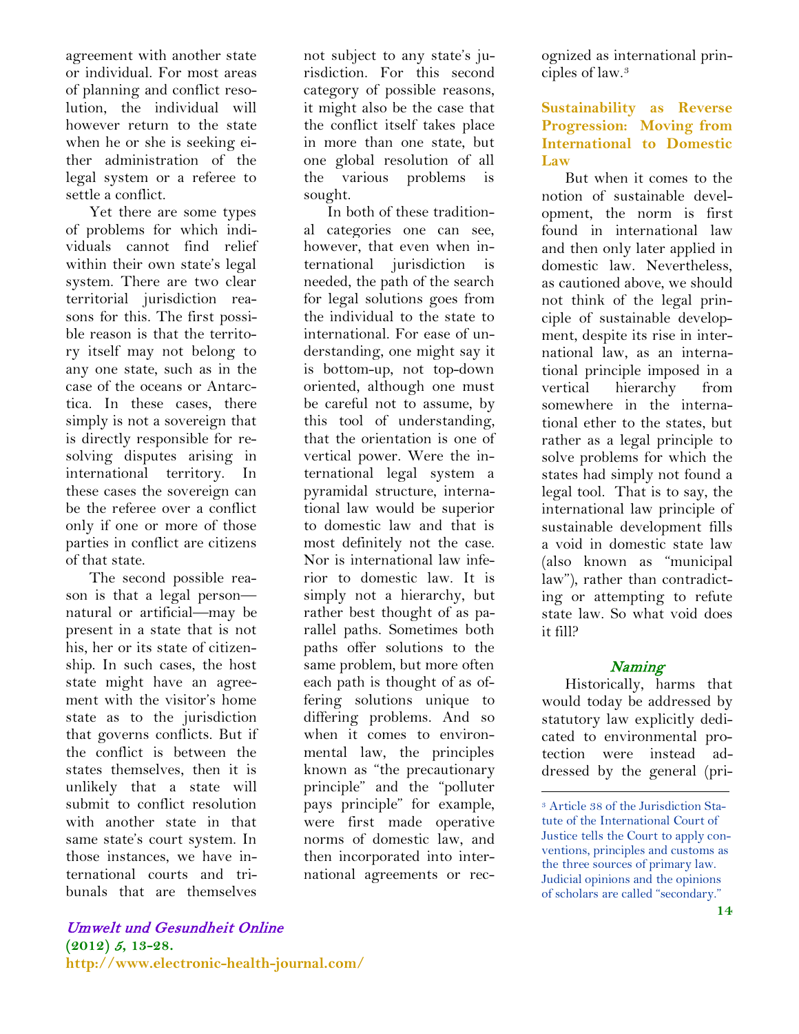agreement with another state or individual. For most areas of planning and conflict resolution, the individual will however return to the state when he or she is seeking either administration of the legal system or a referee to settle a conflict.

Yet there are some types of problems for which individuals cannot find relief within their own state's legal system. There are two clear territorial jurisdiction reasons for this. The first possible reason is that the territory itself may not belong to any one state, such as in the case of the oceans or Antarctica. In these cases, there simply is not a sovereign that is directly responsible for resolving disputes arising in international territory. In these cases the sovereign can be the referee over a conflict only if one or more of those parties in conflict are citizens of that state.

The second possible reason is that a legal person—natural or artificial—may be present in a state that is not his, her or its state of citizenship. In such cases, the host state might have an agreement with the visitor's home state as to the jurisdiction that governs conflicts. But if the conflict is between the states themselves, then it is unlikely that a state will submit to conflict resolution with another state in that same state's court system. In those instances, we have international courts and tribunals that are themselves not subject to any state's jurisdiction. For this second category of possible reasons, it might also be the case that the conflict itself takes place in more than one state, but one global resolution of all the various problems is sought.

In both of these traditional categories one can see, however, that even when international jurisdiction is needed, the path of the search for legal solutions goes from the individual to the state to international. For ease of understanding, one might say it is bottom-up, not top-down oriented, although one must be careful not to assume, by this tool of understanding, that the orientation is one of vertical power. Were the international legal system a pyramidal structure, international law would be superior to domestic law and that is most definitely not the case. Nor is international law inferior to domestic law. It is simply not a hierarchy, but rather best thought of as parallel paths. Sometimes both paths offer solutions to the same problem, but more often each path is thought of as offering solutions unique to differing problems. And so when it comes to environmental law, the principles known as "the precautionary principle" and the "polluter pays principle" for example, were first made operative norms of domestic law, and then incorporated into international agreements or recognized as international principles of law.[3]

## Sustainability as Reverse Progression: Moving from International to Domestic Law

But when it comes to the notion of sustainable development, the norm is first found in international law and then only later applied in domestic law. Nevertheless, as cautioned above, we should not think of the legal principle of sustainable development, despite its rise in international law, as an international principle imposed in a vertical hierarchy from somewhere in the international ether to the states, but rather as a legal principle to solve problems for which the states had simply not found a legal tool. That is to say, the international law principle of sustainable development fills a void in domestic state law (also known as "municipal law"), rather than contradicting or attempting to refute state law. So what void does it fill?

### *Naming*

Historically, harms that would today be addressed by statutory law explicitly dedicated to environmental protection were instead addressed by the general (pri-

[3] Article 38 of the Jurisdiction Statute of the International Court of Justice tells the Court to apply conventions, principles and customs as the three sources of primary law. Judicial opinions and the opinions of scholars are called "secondary."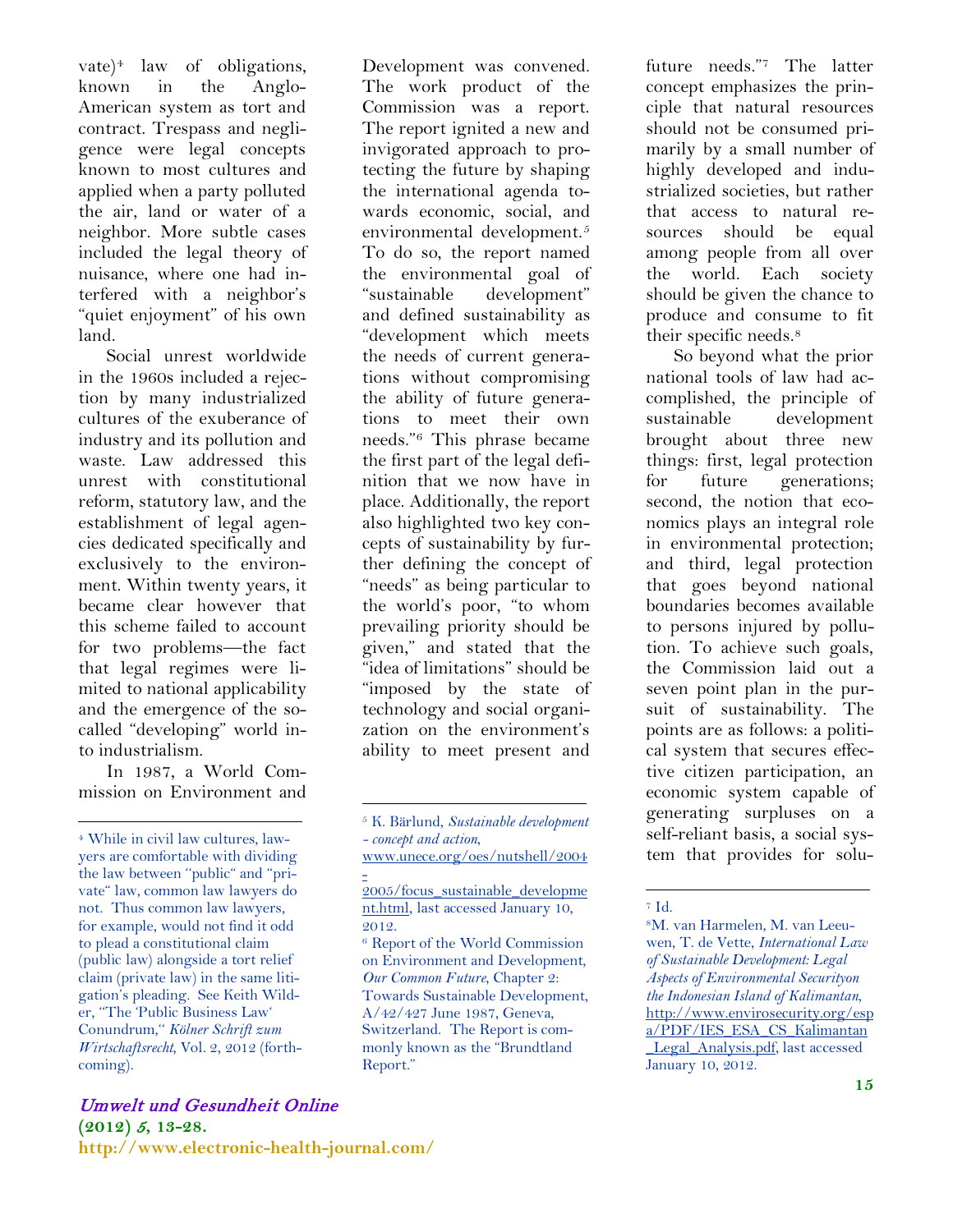vate)[4] law of obligations, known in the Anglo-American system as tort and contract. Trespass and negligence were legal concepts known to most cultures and applied when a party polluted the air, land or water of a neighbor. More subtle cases included the legal theory of nuisance, where one had interfered with a neighbor's "quiet enjoyment" of his own land.

Social unrest worldwide in the 1960s included a rejection by many industrialized cultures of the exuberance of industry and its pollution and waste. Law addressed this unrest with constitutional reform, statutory law, and the establishment of legal agencies dedicated specifically and exclusively to the environment. Within twenty years, it became clear however that this scheme failed to account for two problems—the fact that legal regimes were limited to national applicability and the emergence of the so-called "developing" world into industrialism.

In 1987, a World Commission on Environment and Development was convened. The work product of the Commission was a report. The report ignited a new and invigorated approach to protecting the future by shaping the international agenda towards economic, social, and environmental development.[5] To do so, the report named the environmental goal of "sustainable development" and defined sustainability as "development which meets the needs of current generations without compromising the ability of future generations to meet their own needs."[6] This phrase became the first part of the legal definition that we now have in place. Additionally, the report also highlighted two key concepts of sustainability by further defining the concept of "needs" as being particular to the world's poor, "to whom prevailing priority should be given," and stated that the "idea of limitations" should be "imposed by the state of technology and social organization on the environment's ability to meet present and future needs."[7] The latter concept emphasizes the principle that natural resources should not be consumed primarily by a small number of highly developed and industrialized societies, but rather that access to natural resources should be equal among people from all over the world. Each society should be given the chance to produce and consume to fit their specific needs.[8]

So beyond what the prior national tools of law had accomplished, the principle of sustainable development brought about three new things: first, legal protection for future generations; second, the notion that economics plays an integral role in environmental protection; and third, legal protection that goes beyond national boundaries becomes available to persons injured by pollution. To achieve such goals, the Commission laid out a seven point plan in the pursuit of sustainability. The points are as follows: a political system that secures effective citizen participation, an economic system capable of generating surpluses on a self-reliant basis, a social system that provides for solu-

---

[4] While in civil law cultures, lawyers are comfortable with dividing the law between "public" and "private" law, common law lawyers do not. Thus common law lawyers, for example, would not find it odd to plead a constitutional claim (public law) alongside a tort relief claim (private law) in the same litigation's pleading. See Keith Wilder, "The 'Public Business Law' Conundrum," *Kölner Schrift zum Wirtschaftsrecht*, Vol. 2, 2012 (forthcoming).

[5] K. Bärlund, *Sustainable development - concept and action*, www.unece.org/oes/nutshell/2004-2005/focus_sustainable_development.html, last accessed January 10, 2012.

[6] Report of the World Commission on Environment and Development, *Our Common Future*, Chapter 2: Towards Sustainable Development, A/42/427 June 1987, Geneva, Switzerland. The Report is commonly known as the "Brundtland Report."

[7] Id.

[8] M. van Harmelen, M. van Leeuwen, T. de Vette, *International Law of Sustainable Development: Legal Aspects of Environmental Securityon the Indonesian Island of Kalimantan*, http://www.envirosecurity.org/espa/PDF/IES_ESA_CS_Kalimantan_Legal_Analysis.pdf, last accessed January 10, 2012.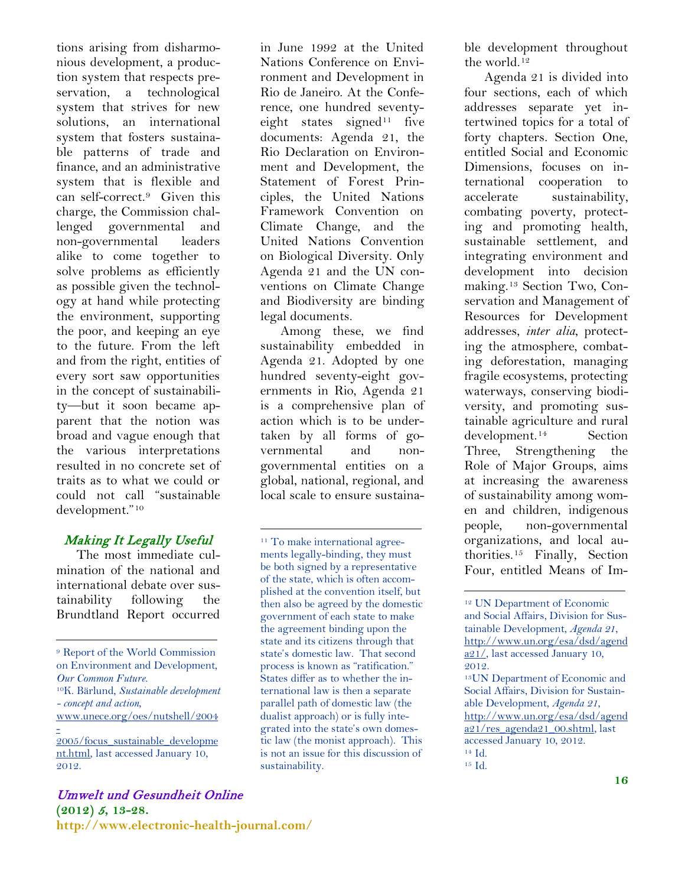tions arising from disharmonious development, a production system that respects preservation, a technological system that strives for new solutions, an international system that fosters sustainable patterns of trade and finance, and an administrative system that is flexible and can self-correct.[9] Given this charge, the Commission challenged governmental and non-governmental leaders alike to come together to solve problems as efficiently as possible given the technology at hand while protecting the environment, supporting the poor, and keeping an eye to the future. From the left and from the right, entities of every sort saw opportunities in the concept of sustainability—but it soon became apparent that the notion was broad and vague enough that the various interpretations resulted in no concrete set of traits as to what we could or could not call "sustainable development."[10]

### *Making It Legally Useful*

The most immediate culmination of the national and international debate over sustainability following the Brundtland Report occurred in June 1992 at the United Nations Conference on Environment and Development in Rio de Janeiro. At the Conference, one hundred seventy-eight states signed[11] five documents: Agenda 21, the Rio Declaration on Environment and Development, the Statement of Forest Principles, the United Nations Framework Convention on Climate Change, and the United Nations Convention on Biological Diversity. Only Agenda 21 and the UN conventions on Climate Change and Biodiversity are binding legal documents.

Among these, we find sustainability embedded in Agenda 21. Adopted by one hundred seventy-eight governments in Rio, Agenda 21 is a comprehensive plan of action which is to be undertaken by all forms of governmental and non-governmental entities on a global, national, regional, and local scale to ensure sustainable development throughout the world.[12]

Agenda 21 is divided into four sections, each of which addresses separate yet intertwined topics for a total of forty chapters. Section One, entitled Social and Economic Dimensions, focuses on international cooperation to accelerate sustainability, combating poverty, protecting and promoting health, sustainable settlement, and integrating environment and development into decision making.[13] Section Two, Conservation and Management of Resources for Development addresses, *inter alia*, protecting the atmosphere, combating deforestation, managing fragile ecosystems, protecting waterways, conserving biodiversity, and promoting sustainable agriculture and rural development.[14] Section Three, Strengthening the Role of Major Groups, aims at increasing the awareness of sustainability among women and children, indigenous people, non-governmental organizations, and local authorities.[15] Finally, Section Four, entitled Means of Im-

---

[9] Report of the World Commission on Environment and Development, *Our Common Future.*

[10] K. Bärlund, *Sustainable development - concept and action*, www.unece.org/oes/nutshell/2004-2005/focus_sustainable_development.html, last accessed January 10, 2012.

[11] To make international agreements legally-binding, they must be both signed by a representative of the state, which is often accomplished at the convention itself, but then also be agreed by the domestic government of each state to make the agreement binding upon the state and its citizens through that state's domestic law. That second process is known as "ratification." States differ as to whether the international law is then a separate parallel path of domestic law (the dualist approach) or is fully integrated into the state's own domestic law (the monist approach). This is not an issue for this discussion of sustainability.

[12] UN Department of Economic and Social Affairs, Division for Sustainable Development, *Agenda 21*, http://www.un.org/esa/dsd/agenda21/, last accessed January 10, 2012.

[13] UN Department of Economic and Social Affairs, Division for Sustainable Development, *Agenda 21*, http://www.un.org/esa/dsd/agenda21/res_agenda21_00.shtml, last accessed January 10, 2012.

[14] Id.

[15] Id.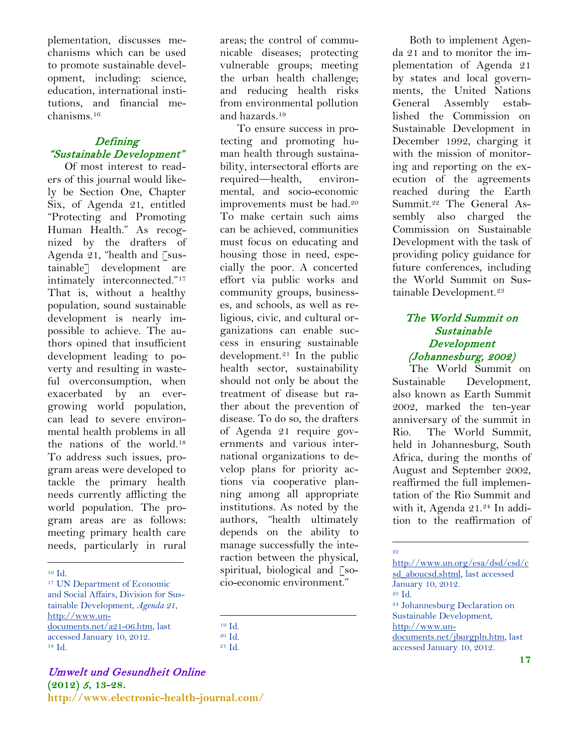plementation, discusses mechanisms which can be used to promote sustainable development, including: science, education, international institutions, and financial mechanisms.[16]

### *Defining "Sustainable Development"*

Of most interest to readers of this journal would likely be Section One, Chapter Six, of Agenda 21, entitled "Protecting and Promoting Human Health." As recognized by the drafters of Agenda 21, "health and [sustainable] development are intimately interconnected."[17] That is, without a healthy population, sound sustainable development is nearly impossible to achieve. The authors opined that insufficient development leading to poverty and resulting in wasteful overconsumption, when exacerbated by an ever-growing world population, can lead to severe environmental health problems in all the nations of the world.[18] To address such issues, program areas were developed to tackle the primary health needs currently afflicting the world population. The program areas are as follows: meeting primary health care needs, particularly in rural areas; the control of communicable diseases; protecting vulnerable groups; meeting the urban health challenge; and reducing health risks from environmental pollution and hazards.[19]

To ensure success in protecting and promoting human health through sustainability, intersectoral efforts are required—health, environmental, and socio-economic improvements must be had.[20] To make certain such aims can be achieved, communities must focus on educating and housing those in need, especially the poor. A concerted effort via public works and community groups, businesses, and schools, as well as religious, civic, and cultural organizations can enable success in ensuring sustainable development.[21] In the public health sector, sustainability should not only be about the treatment of disease but rather about the prevention of disease. To do so, the drafters of Agenda 21 require governments and various international organizations to develop plans for priority actions via cooperative planning among all appropriate institutions. As noted by the authors, "health ultimately depends on the ability to manage successfully the interaction between the physical, spiritual, biological and [socio-economic environment."

Both to implement Agenda 21 and to monitor the implementation of Agenda 21 by states and local governments, the United Nations General Assembly established the Commission on Sustainable Development in December 1992, charging it with the mission of monitoring and reporting on the execution of the agreements reached during the Earth Summit.[22] The General Assembly also charged the Commission on Sustainable Development with the task of providing policy guidance for future conferences, including the World Summit on Sustainable Development.[23]

### *The World Summit on Sustainable Development (Johannesburg, 2002)*

The World Summit on Sustainable Development, also known as Earth Summit 2002, marked the ten-year anniversary of the summit in Rio. The World Summit, held in Johannesburg, South Africa, during the months of August and September 2002, reaffirmed the full implementation of the Rio Summit and with it, Agenda 21.[24] In addition to the reaffirmation of

---

[16] Id.

[17] UN Department of Economic and Social Affairs, Division for Sustainable Development, *Agenda 21*, http://www.un-documents.net/a21-06.htm, last accessed January 10, 2012.

[18] Id.

[19] Id.

[20] Id.

[21] Id.

[22] http://www.un.org/esa/dsd/csd/csd_aboucsd.shtml, last accessed January 10, 2012.

[23] Id.

[24] Johannesburg Declaration on Sustainable Development, http://www.un-documents.net/jburgpln.htm, last accessed January 10, 2012.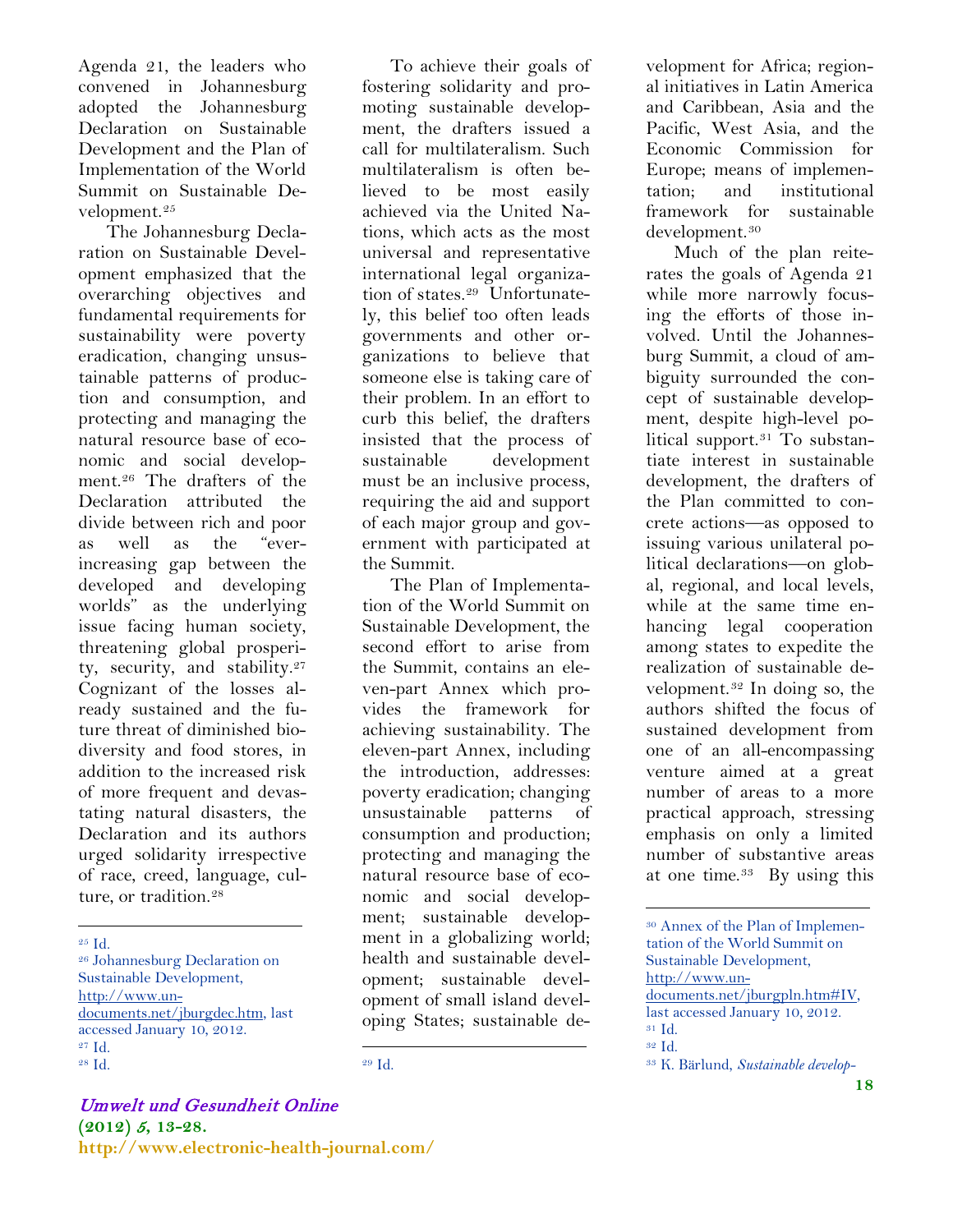Agenda 21, the leaders who convened in Johannesburg adopted the Johannesburg Declaration on Sustainable Development and the Plan of Implementation of the World Summit on Sustainable Development.[25]

The Johannesburg Declaration on Sustainable Development emphasized that the overarching objectives and fundamental requirements for sustainability were poverty eradication, changing unsustainable patterns of production and consumption, and protecting and managing the natural resource base of economic and social development.[26] The drafters of the Declaration attributed the divide between rich and poor as well as the "ever-increasing gap between the developed and developing worlds" as the underlying issue facing human society, threatening global prosperity, security, and stability.[27] Cognizant of the losses already sustained and the future threat of diminished biodiversity and food stores, in addition to the increased risk of more frequent and devastating natural disasters, the Declaration and its authors urged solidarity irrespective of race, creed, language, culture, or tradition.[28]

To achieve their goals of fostering solidarity and promoting sustainable development, the drafters issued a call for multilateralism. Such multilateralism is often believed to be most easily achieved via the United Nations, which acts as the most universal and representative international legal organization of states.[29] Unfortunately, this belief too often leads governments and other organizations to believe that someone else is taking care of their problem. In an effort to curb this belief, the drafters insisted that the process of sustainable development must be an inclusive process, requiring the aid and support of each major group and government with participated at the Summit.

The Plan of Implementation of the World Summit on Sustainable Development, the second effort to arise from the Summit, contains an eleven-part Annex which provides the framework for achieving sustainability. The eleven-part Annex, including the introduction, addresses: poverty eradication; changing unsustainable patterns of consumption and production; protecting and managing the natural resource base of economic and social development; sustainable development in a globalizing world; health and sustainable development; sustainable development of small island developing States; sustainable development for Africa; regional initiatives in Latin America and Caribbean, Asia and the Pacific, West Asia, and the Economic Commission for Europe; means of implementation; and institutional framework for sustainable development.[30]

Much of the plan reiterates the goals of Agenda 21 while more narrowly focusing the efforts of those involved. Until the Johannesburg Summit, a cloud of ambiguity surrounded the concept of sustainable development, despite high-level political support.[31] To substantiate interest in sustainable development, the drafters of the Plan committed to concrete actions—as opposed to issuing various unilateral political declarations—on global, regional, and local levels, while at the same time enhancing legal cooperation among states to expedite the realization of sustainable development.[32] In doing so, the authors shifted the focus of sustained development from one of an all-encompassing venture aimed at a great number of areas to a more practical approach, stressing emphasis on only a limited number of substantive areas at one time.[33] By using this

---

[25] Id.

[26] Johannesburg Declaration on Sustainable Development, http://www.un-documents.net/jburgdec.htm, last accessed January 10, 2012.

[27] Id.

[28] Id.

[29] Id.

[30] Annex of the Plan of Implementation of the World Summit on Sustainable Development, http://www.un-documents.net/jburgpln.htm#IV, last accessed January 10, 2012.

[31] Id.

[32] Id.

[33] K. Bärlund, *Sustainable develop-*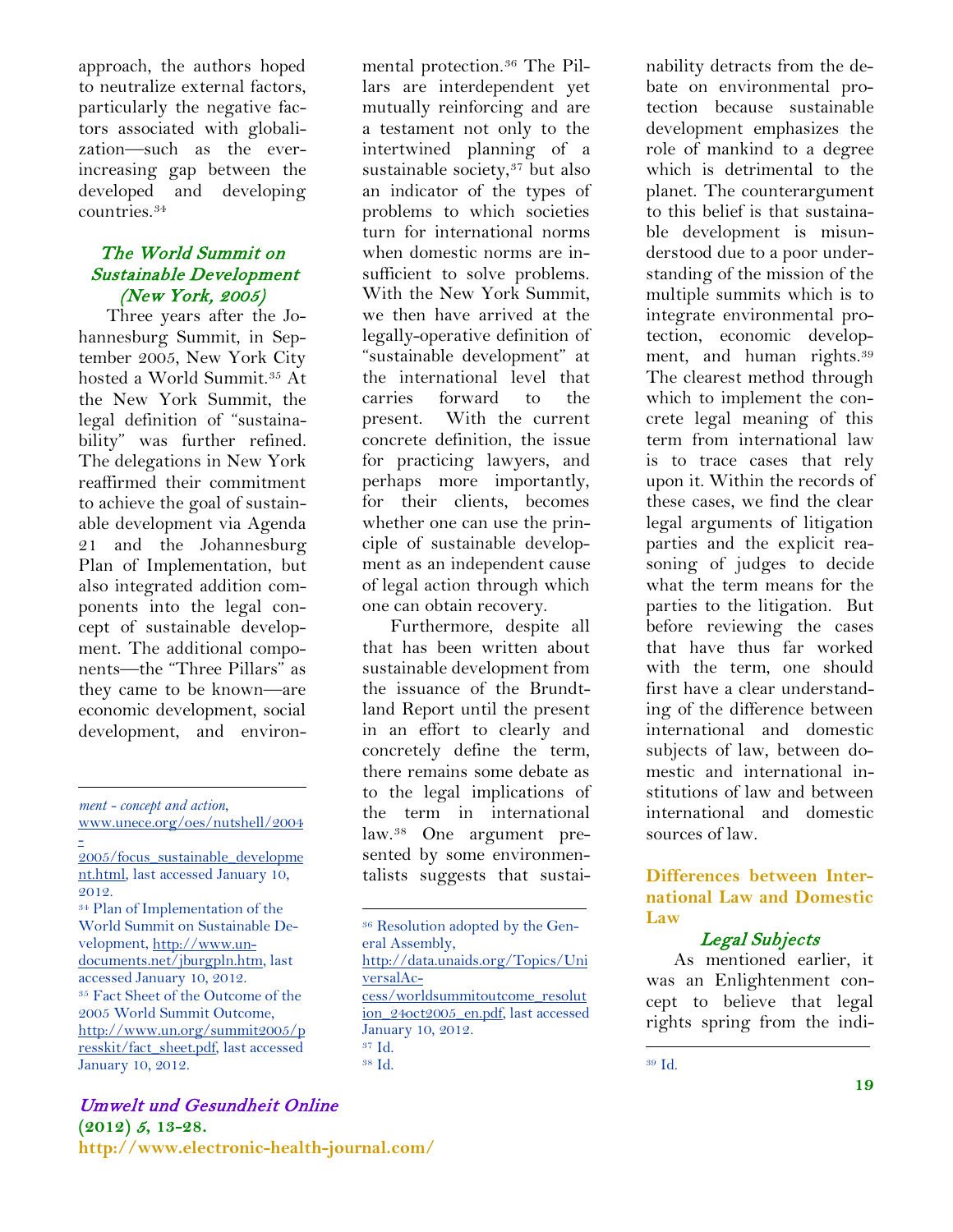approach, the authors hoped to neutralize external factors, particularly the negative factors associated with globalization—such as the ever-increasing gap between the developed and developing countries.[34]

### *The World Summit on Sustainable Development (New York, 2005)*

Three years after the Johannesburg Summit, in September 2005, New York City hosted a World Summit.[35] At the New York Summit, the legal definition of "sustainability" was further refined. The delegations in New York reaffirmed their commitment to achieve the goal of sustainable development via Agenda 21 and the Johannesburg Plan of Implementation, but also integrated addition components into the legal concept of sustainable development. The additional components—the "Three Pillars" as they came to be known—are economic development, social development, and environmental protection.[36] The Pillars are interdependent yet mutually reinforcing and are a testament not only to the intertwined planning of a sustainable society,[37] but also an indicator of the types of problems to which societies turn for international norms when domestic norms are insufficient to solve problems. With the New York Summit, we then have arrived at the legally-operative definition of "sustainable development" at the international level that carries forward to the present. With the current concrete definition, the issue for practicing lawyers, and perhaps more importantly, for their clients, becomes whether one can use the principle of sustainable development as an independent cause of legal action through which one can obtain recovery.

Furthermore, despite all that has been written about sustainable development from the issuance of the Brundtland Report until the present in an effort to clearly and concretely define the term, there remains some debate as to the legal implications of the term in international law.[38] One argument presented by some environmentalists suggests that sustainability detracts from the debate on environmental protection because sustainable development emphasizes the role of mankind to a degree which is detrimental to the planet. The counterargument to this belief is that sustainable development is misunderstood due to a poor understanding of the mission of the multiple summits which is to integrate environmental protection, economic development, and human rights.[39] The clearest method through which to implement the concrete legal meaning of this term from international law is to trace cases that rely upon it. Within the records of these cases, we find the clear legal arguments of litigation parties and the explicit reasoning of judges to decide what the term means for the parties to the litigation. But before reviewing the cases that have thus far worked with the term, one should first have a clear understanding of the difference between international and domestic subjects of law, between domestic and international institutions of law and between international and domestic sources of law.

## Differences between International Law and Domestic Law

### *Legal Subjects*

As mentioned earlier, it was an Enlightenment concept to believe that legal rights spring from the indi-

---

*ment - concept and action*, www.unece.org/oes/nutshell/2004-2005/focus_sustainable_development.html, last accessed January 10, 2012.

[34] Plan of Implementation of the World Summit on Sustainable Development, http://www.un-documents.net/jburgpln.htm, last accessed January 10, 2012.

[35] Fact Sheet of the Outcome of the 2005 World Summit Outcome, http://www.un.org/summit2005/presskit/fact_sheet.pdf, last accessed January 10, 2012.

[36] Resolution adopted by the General Assembly, http://data.unaids.org/Topics/UniversalAccess/worldsummitoutcome_resolution_24oct2005_en.pdf, last accessed January 10, 2012.

[37] Id.

[38] Id.

[39] Id.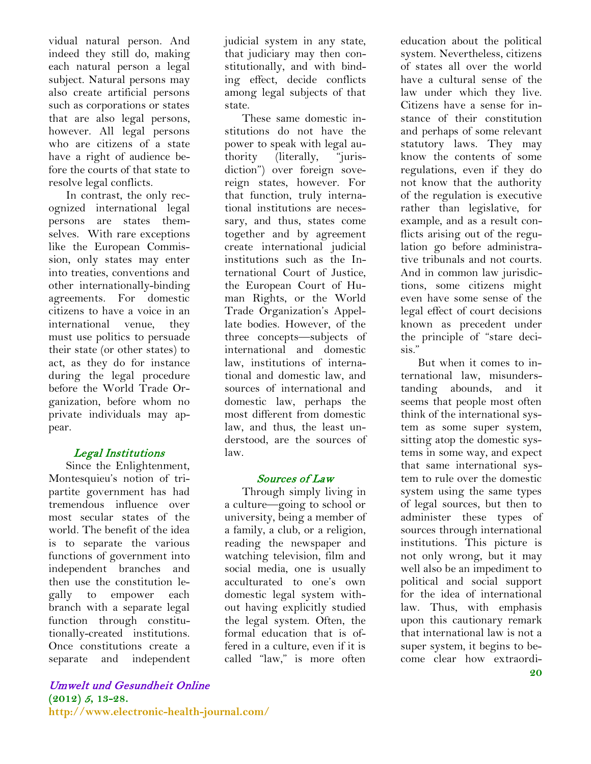vidual natural person. And indeed they still do, making each natural person a legal subject. Natural persons may also create artificial persons such as corporations or states that are also legal persons, however. All legal persons who are citizens of a state have a right of audience before the courts of that state to resolve legal conflicts.

In contrast, the only recognized international legal persons are states themselves. With rare exceptions like the European Commission, only states may enter into treaties, conventions and other internationally-binding agreements. For domestic citizens to have a voice in an international venue, they must use politics to persuade their state (or other states) to act, as they do for instance during the legal procedure before the World Trade Organization, before whom no private individuals may appear.

### *Legal Institutions*

Since the Enlightenment, Montesquieu's notion of tripartite government has had tremendous influence over most secular states of the world. The benefit of the idea is to separate the various functions of government into independent branches and then use the constitution legally to empower each branch with a separate legal function through constitutionally-created institutions. Once constitutions create a separate and independent judicial system in any state, that judiciary may then constitutionally, and with binding effect, decide conflicts among legal subjects of that state.

These same domestic institutions do not have the power to speak with legal authority (literally, "jurisdiction") over foreign sovereign states, however. For that function, truly international institutions are necessary, and thus, states come together and by agreement create international judicial institutions such as the International Court of Justice, the European Court of Human Rights, or the World Trade Organization's Appellate bodies. However, of the three concepts—subjects of international and domestic law, institutions of international and domestic law, and sources of international and domestic law, perhaps the most different from domestic law, and thus, the least understood, are the sources of law.

### *Sources of Law*

Through simply living in a culture—going to school or university, being a member of a family, a club, or a religion, reading the newspaper and watching television, film and social media, one is usually acculturated to one's own domestic legal system without having explicitly studied the legal system. Often, the formal education that is offered in a culture, even if it is called "law," is more often education about the political system. Nevertheless, citizens of states all over the world have a cultural sense of the law under which they live. Citizens have a sense for instance of their constitution and perhaps of some relevant statutory laws. They may know the contents of some regulations, even if they do not know that the authority of the regulation is executive rather than legislative, for example, and as a result conflicts arising out of the regulation go before administrative tribunals and not courts. And in common law jurisdictions, some citizens might even have some sense of the legal effect of court decisions known as precedent under the principle of "stare decisis."

But when it comes to international law, misunderstanding abounds, and it seems that people most often think of the international system as some super system, sitting atop the domestic systems in some way, and expect that same international system to rule over the domestic system using the same types of legal sources, but then to administer these types of sources through international institutions. This picture is not only wrong, but it may well also be an impediment to political and social support for the idea of international law. Thus, with emphasis upon this cautionary remark that international law is not a super system, it begins to become clear how extraordi-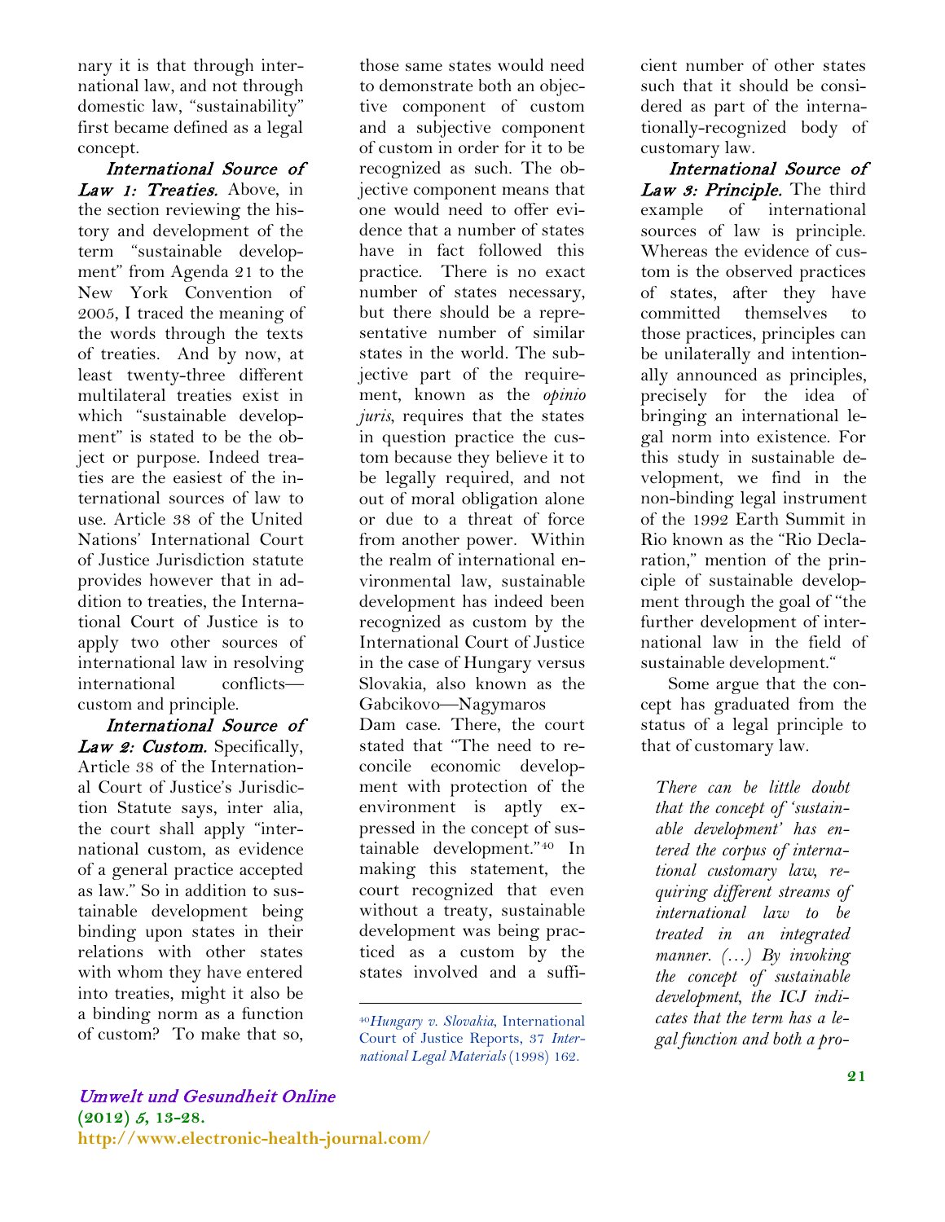nary it is that through international law, and not through domestic law, "sustainability" first became defined as a legal concept.

***International Source of Law 1: Treaties.*** Above, in the section reviewing the history and development of the term "sustainable development" from Agenda 21 to the New York Convention of 2005, I traced the meaning of the words through the texts of treaties. And by now, at least twenty-three different multilateral treaties exist in which "sustainable development" is stated to be the object or purpose. Indeed treaties are the easiest of the international sources of law to use. Article 38 of the United Nations' International Court of Justice Jurisdiction statute provides however that in addition to treaties, the International Court of Justice is to apply two other sources of international law in resolving international conflicts—custom and principle.

***International Source of Law 2: Custom.*** Specifically, Article 38 of the International Court of Justice's Jurisdiction Statute says, inter alia, the court shall apply "international custom, as evidence of a general practice accepted as law." So in addition to sustainable development being binding upon states in their relations with other states with whom they have entered into treaties, might it also be a binding norm as a function of custom? To make that so, those same states would need to demonstrate both an objective component of custom and a subjective component of custom in order for it to be recognized as such. The objective component means that one would need to offer evidence that a number of states have in fact followed this practice. There is no exact number of states necessary, but there should be a representative number of similar states in the world. The subjective part of the requirement, known as the *opinio juris*, requires that the states in question practice the custom because they believe it to be legally required, and not out of moral obligation alone or due to a threat of force from another power. Within the realm of international environmental law, sustainable development has indeed been recognized as custom by the International Court of Justice in the case of Hungary versus Slovakia, also known as the Gabcikovo—Nagymaros Dam case. There, the court stated that "The need to reconcile economic development with protection of the environment is aptly expressed in the concept of sustainable development."[40] In making this statement, the court recognized that even without a treaty, sustainable development was being practiced as a custom by the states involved and a sufficient number of other states such that it should be considered as part of the internationally-recognized body of customary law.

***International Source of Law 3: Principle.*** The third example of international sources of law is principle. Whereas the evidence of custom is the observed practices of states, after they have committed themselves to those practices, principles can be unilaterally and intentionally announced as principles, precisely for the idea of bringing an international legal norm into existence. For this study in sustainable development, we find in the non-binding legal instrument of the 1992 Earth Summit in Rio known as the "Rio Declaration," mention of the principle of sustainable development through the goal of "the further development of international law in the field of sustainable development."

Some argue that the concept has graduated from the status of a legal principle to that of customary law.

> *There can be little doubt that the concept of 'sustainable development' has entered the corpus of international customary law, requiring different streams of international law to be treated in an integrated manner. (...) By invoking the concept of sustainable development, the ICJ indicates that the term has a legal function and both a pro-*

[40] *Hungary v. Slovakia*, International Court of Justice Reports, 37 *International Legal Materials* (1998) 162.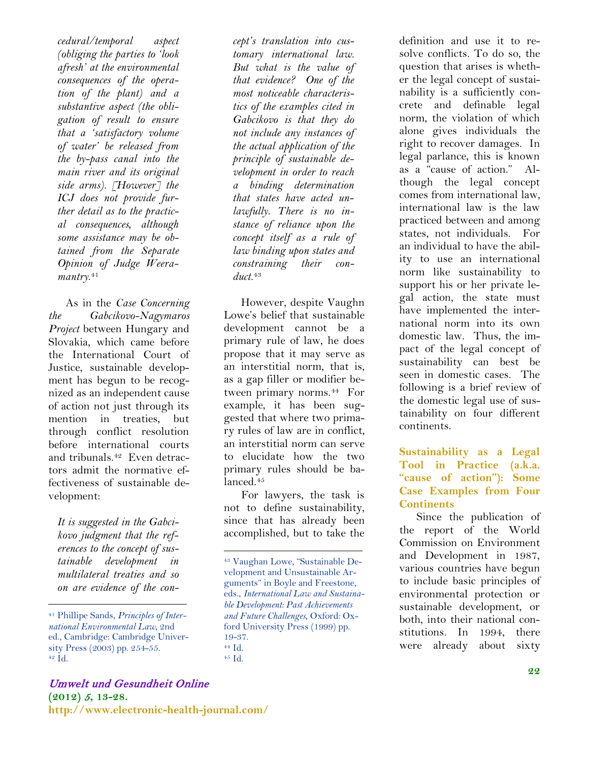*cedural/temporal aspect (obliging the parties to 'look afresh' at the environmental consequences of the operation of the plant) and a substantive aspect (the obligation of result to ensure that a 'satisfactory volume of water' be released from the by-pass canal into the main river and its original side arms). [However] the ICJ does not provide further detail as to the practical consequences, although some assistance may be obtained from the Separate Opinion of Judge Weeramantry.*[41]

As in the *Case Concerning the Gabcikovo-Nagymaros Project* between Hungary and Slovakia, which came before the International Court of Justice, sustainable development has begun to be recognized as an independent cause of action not just through its mention in treaties, but through conflict resolution before international courts and tribunals.[42] Even detractors admit the normative effectiveness of sustainable development:

> *It is suggested in the Gabcikovo judgment that the references to the concept of sustainable development in multilateral treaties and so on are evidence of the concept's translation into customary international law. But what is the value of that evidence? One of the most noticeable characteristics of the examples cited in Gabcikovo is that they do not include any instances of the actual application of the principle of sustainable development in order to reach a binding determination that states have acted unlawfully. There is no instance of reliance upon the concept itself as a rule of law binding upon states and constraining their conduct.*[43]

However, despite Vaughn Lowe's belief that sustainable development cannot be a primary rule of law, he does propose that it may serve as an interstitial norm, that is, as a gap filler or modifier between primary norms.[44] For example, it has been suggested that where two primary rules of law are in conflict, an interstitial norm can serve to elucidate how the two primary rules should be balanced.[45]

For lawyers, the task is not to define sustainability, since that has already been accomplished, but to take the definition and use it to resolve conflicts. To do so, the question that arises is whether the legal concept of sustainability is a sufficiently concrete and definable legal norm, the violation of which alone gives individuals the right to recover damages. In legal parlance, this is known as a "cause of action." Although the legal concept comes from international law, international law is the law practiced between and among states, not individuals. For an individual to have the ability to use an international norm like sustainability to support his or her private legal action, the state must have implemented the international norm into its own domestic law. Thus, the impact of the legal concept of sustainability can best be seen in domestic cases. The following is a brief review of the domestic legal use of sustainability on four different continents.

## Sustainability as a Legal Tool in Practice (a.k.a. "cause of action"): Some Case Examples from Four Continents

Since the publication of the report of the World Commission on Environment and Development in 1987, various countries have begun to include basic principles of environmental protection or sustainable development, or both, into their national constitutions. In 1994, there were already about sixty

---

[41] Phillipe Sands, *Principles of International Environmental Law*, 2nd ed., Cambridge: Cambridge University Press (2003) pp. 254-55.

[42] Id.

[43] Vaughan Lowe, "Sustainable Development and Unsustainable Arguments" in Boyle and Freestone, eds., *International Law and Sustainable Development: Past Achievements and Future Challenges*, Oxford: Oxford University Press (1999) pp. 19-37.

[44] Id.

[45] Id.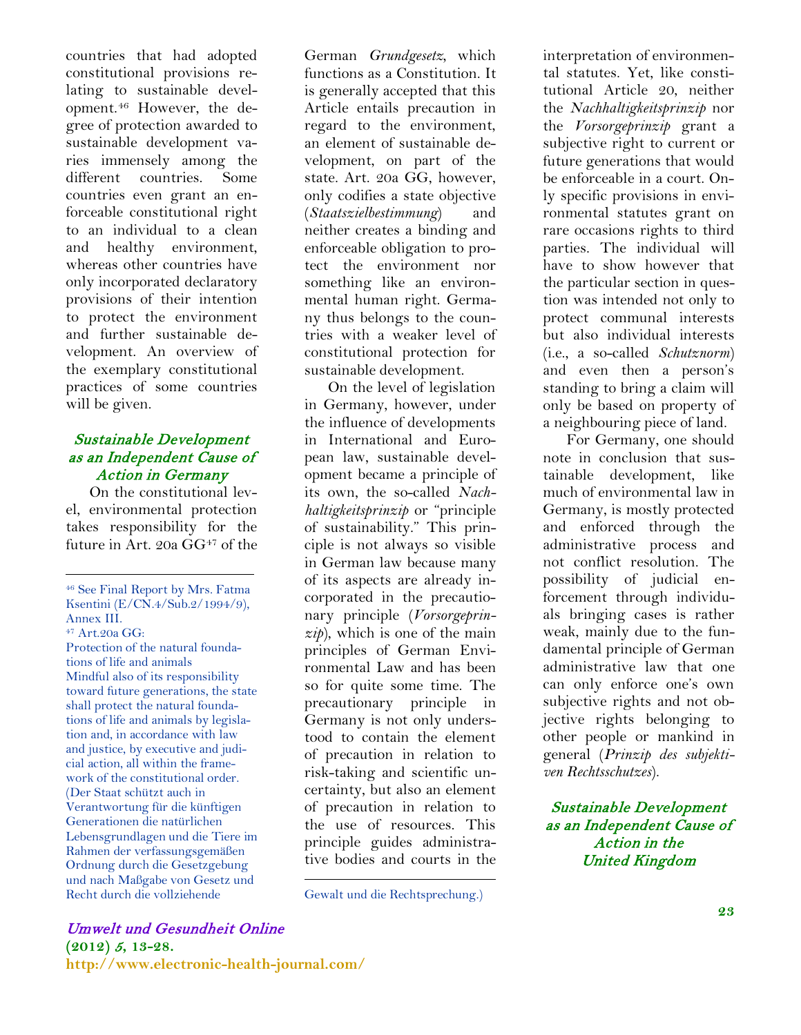countries that had adopted constitutional provisions relating to sustainable development.[46] However, the degree of protection awarded to sustainable development varies immensely among the different countries. Some countries even grant an enforceable constitutional right to an individual to a clean and healthy environment, whereas other countries have only incorporated declaratory provisions of their intention to protect the environment and further sustainable development. An overview of the exemplary constitutional practices of some countries will be given.

### *Sustainable Development as an Independent Cause of Action in Germany*

On the constitutional level, environmental protection takes responsibility for the future in Art. 20a GG[47] of the German *Grundgesetz*, which functions as a Constitution. It is generally accepted that this Article entails precaution in regard to the environment, an element of sustainable development, on part of the state. Art. 20a GG, however, only codifies a state objective (*Staatszielbestimmung*) and neither creates a binding and enforceable obligation to protect the environment nor something like an environmental human right. Germany thus belongs to the countries with a weaker level of constitutional protection for sustainable development.

On the level of legislation in Germany, however, under the influence of developments in International and European law, sustainable development became a principle of its own, the so-called *Nachhaltigkeitsprinzip* or "principle of sustainability." This principle is not always so visible in German law because many of its aspects are already incorporated in the precautionary principle (*Vorsorgeprinzip*), which is one of the main principles of German Environmental Law and has been so for quite some time. The precautionary principle in Germany is not only understood to contain the element of precaution in relation to risk-taking and scientific uncertainty, but also an element of precaution in relation to the use of resources. This principle guides administrative bodies and courts in the interpretation of environmental statutes. Yet, like constitutional Article 20, neither the *Nachhaltigkeitsprinzip* nor the *Vorsorgeprinzip* grant a subjective right to current or future generations that would be enforceable in a court. Only specific provisions in environmental statutes grant on rare occasions rights to third parties. The individual will have to show however that the particular section in question was intended not only to protect communal interests but also individual interests (i.e., a so-called *Schutznorm*) and even then a person's standing to bring a claim will only be based on property of a neighbouring piece of land.

For Germany, one should note in conclusion that sustainable development, like much of environmental law in Germany, is mostly protected and enforced through the administrative process and not conflict resolution. The possibility of judicial enforcement through individuals bringing cases is rather weak, mainly due to the fundamental principle of German administrative law that one can only enforce one's own subjective rights and not objective rights belonging to other people or mankind in general (*Prinzip des subjektiven Rechtsschutzes*).

### *Sustainable Development as an Independent Cause of Action in the United Kingdom*

---

[46] See Final Report by Mrs. Fatma Ksentini (E/CN.4/Sub.2/1994/9), Annex III.

[47] Art.20a GG:
Protection of the natural foundations of life and animals
Mindful also of its responsibility toward future generations, the state shall protect the natural foundations of life and animals by legislation and, in accordance with law and justice, by executive and judicial action, all within the framework of the constitutional order.
(Der Staat schützt auch in Verantwortung für die künftigen Generationen die natürlichen Lebensgrundlagen und die Tiere im Rahmen der verfassungsgemäßen Ordnung durch die Gesetzgebung und nach Maßgabe von Gesetz und Recht durch die vollziehende Gewalt und die Rechtsprechung.)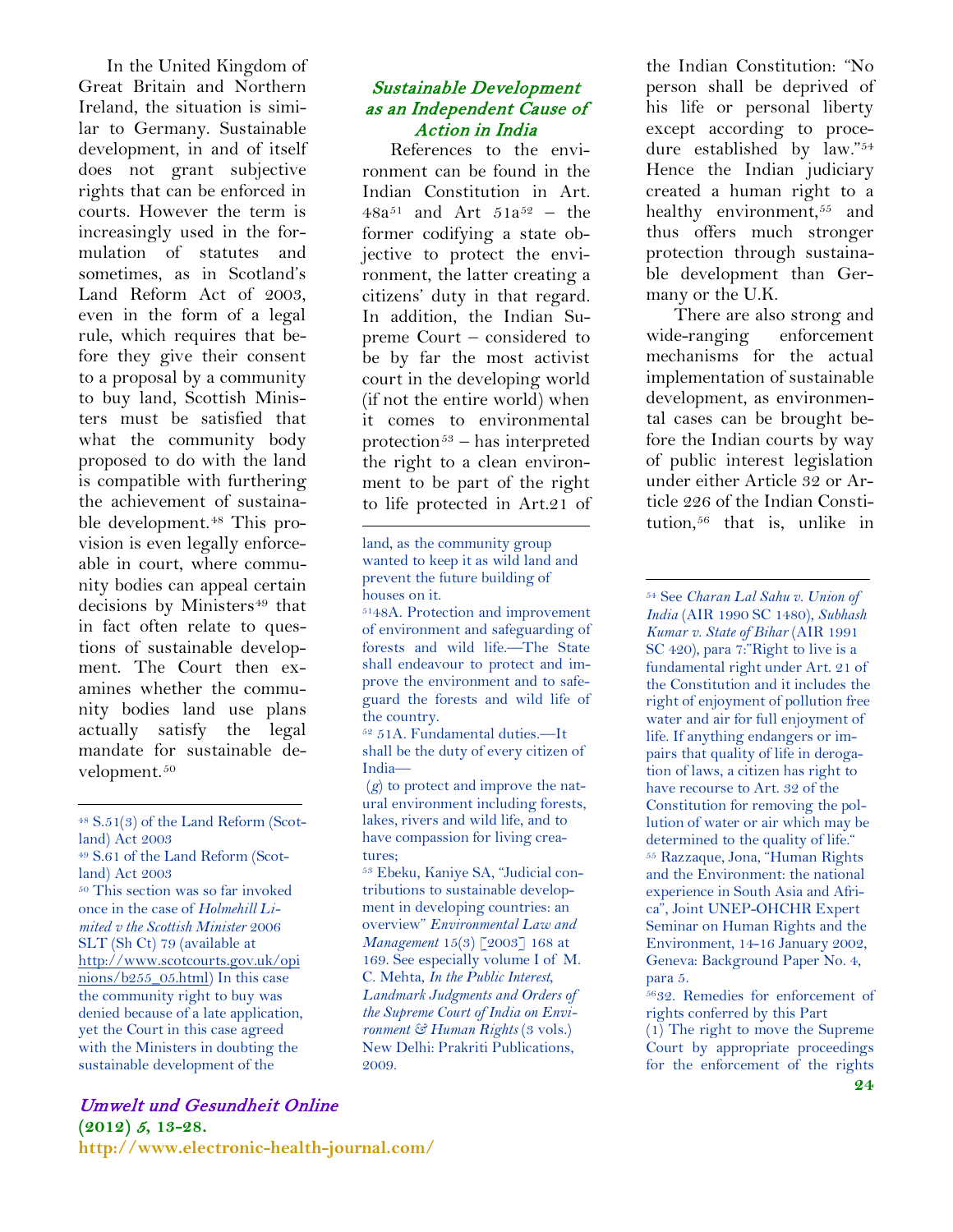In the United Kingdom of Great Britain and Northern Ireland, the situation is similar to Germany. Sustainable development, in and of itself does not grant subjective rights that can be enforced in courts. However the term is increasingly used in the formulation of statutes and sometimes, as in Scotland's Land Reform Act of 2003, even in the form of a legal rule, which requires that before they give their consent to a proposal by a community to buy land, Scottish Ministers must be satisfied that what the community body proposed to do with the land is compatible with furthering the achievement of sustainable development.[48] This provision is even legally enforceable in court, where community bodies can appeal certain decisions by Ministers[49] that in fact often relate to questions of sustainable development. The Court then examines whether the community bodies land use plans actually satisfy the legal mandate for sustainable development.[50]

### *Sustainable Development as an Independent Cause of Action in India*

References to the environment can be found in the Indian Constitution in Art. 48a[51] and Art 51a[52] – the former codifying a state objective to protect the environment, the latter creating a citizens' duty in that regard. In addition, the Indian Supreme Court – considered to be by far the most activist court in the developing world (if not the entire world) when it comes to environmental protection[53] – has interpreted the right to a clean environment to be part of the right to life protected in Art.21 of the Indian Constitution: "No person shall be deprived of his life or personal liberty except according to procedure established by law."[54] Hence the Indian judiciary created a human right to a healthy environment,[55] and thus offers much stronger protection through sustainable development than Germany or the U.K.

There are also strong and wide-ranging enforcement mechanisms for the actual implementation of sustainable development, as environmental cases can be brought before the Indian courts by way of public interest legislation under either Article 32 or Article 226 of the Indian Constitution,[56] that is, unlike in

---

[48] S.51(3) of the Land Reform (Scotland) Act 2003

[49] S.61 of the Land Reform (Scotland) Act 2003

[50] This section was so far invoked once in the case of *Holmehill Limited v the Scottish Minister* 2006 SLT (Sh Ct) 79 (available at http://www.scotcourts.gov.uk/opinions/b255_05.html) In this case the community right to buy was denied because of a late application, yet the Court in this case agreed with the Ministers in doubting the sustainable development of the land, as the community group wanted to keep it as wild land and prevent the future building of houses on it.

[51] 48A. Protection and improvement of environment and safeguarding of forests and wild life.—The State shall endeavour to protect and improve the environment and to safeguard the forests and wild life of the country.

[52] 51A. Fundamental duties.—It shall be the duty of every citizen of India—

(*g*) to protect and improve the natural environment including forests, lakes, rivers and wild life, and to have compassion for living creatures;

[53] Ebeku, Kaniye SA, "Judicial contributions to sustainable development in developing countries: an overview" *Environmental Law and Management* 15(3) [2003] 168 at 169. See especially volume I of M. C. Mehta, *In the Public Interest, Landmark Judgments and Orders of the Supreme Court of India on Environment & Human Rights* (3 vols.) New Delhi: Prakriti Publications, 2009.

[54] See *Charan Lal Sahu v. Union of India* (AIR 1990 SC 1480), *Subhash Kumar v. State of Bihar* (AIR 1991 SC 420), para 7:"Right to live is a fundamental right under Art. 21 of the Constitution and it includes the right of enjoyment of pollution free water and air for full enjoyment of life. If anything endangers or impairs that quality of life in derogation of laws, a citizen has right to have recourse to Art. 32 of the Constitution for removing the pollution of water or air which may be determined to the quality of life."

[55] Razzaque, Jona, "Human Rights and the Environment: the national experience in South Asia and Africa", Joint UNEP-OHCHR Expert Seminar on Human Rights and the Environment, 14-16 January 2002, Geneva: Background Paper No. 4, para 5.

[56] 32. Remedies for enforcement of rights conferred by this Part

(1) The right to move the Supreme Court by appropriate proceedings for the enforcement of the rights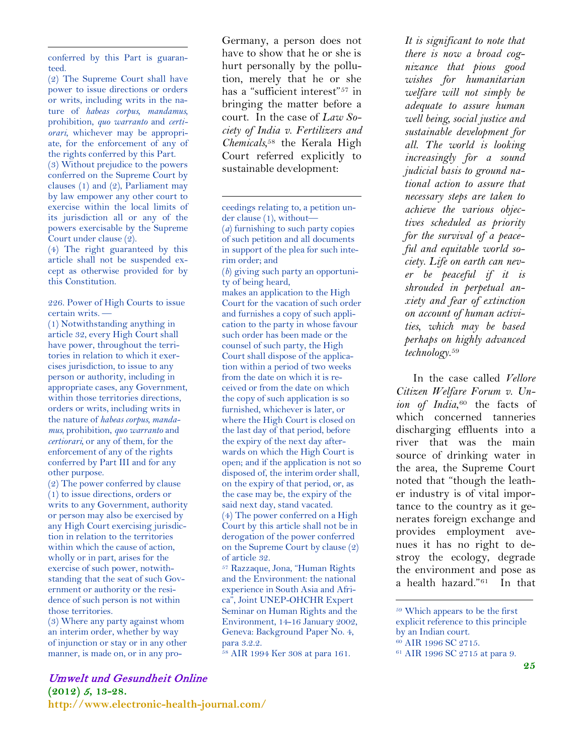Germany, a person does not have to show that he or she is hurt personally by the pollution, merely that he or she has a "sufficient interest"[57] in bringing the matter before a court. In the case of *Law Society of India v. Fertilizers and Chemicals*,[58] the Kerala High Court referred explicitly to sustainable development:

> *It is significant to note that there is now a broad cognizance that pious good wishes for humanitarian welfare will not simply be adequate to assure human well being, social justice and sustainable development for all. The world is looking increasingly for a sound judicial basis to ground national action to assure that necessary steps are taken to achieve the various objectives scheduled as priority for the survival of a peaceful and equitable world society. Life on earth can never be peaceful if it is shrouded in perpetual anxiety and fear of extinction on account of human activities, which may be based perhaps on highly advanced technology.*[59]

In the case called *Vellore Citizen Welfare Forum v. Union of India*,[60] the facts of which concerned tanneries discharging effluents into a river that was the main source of drinking water in the area, the Supreme Court noted that "though the leather industry is of vital importance to the country as it generates foreign exchange and provides employment avenues it has no right to destroy the ecology, degrade the environment and pose as a health hazard."[61] In that

---

conferred by this Part is guaranteed.
(2) The Supreme Court shall have power to issue directions or orders or writs, including writs in the nature of *habeas corpus*, *mandamus*, prohibition, *quo warranto* and *certiorari*, whichever may be appropriate, for the enforcement of any of the rights conferred by this Part.
(3) Without prejudice to the powers conferred on the Supreme Court by clauses (1) and (2), Parliament may by law empower any other court to exercise within the local limits of its jurisdiction all or any of the powers exercisable by the Supreme Court under clause (2).
(4) The right guaranteed by this article shall not be suspended except as otherwise provided for by this Constitution.

226. Power of High Courts to issue certain writs. —
(1) Notwithstanding anything in article 32, every High Court shall have power, throughout the territories in relation to which it exercises jurisdiction, to issue to any person or authority, including in appropriate cases, any Government, within those territories directions, orders or writs, including writs in the nature of *habeas corpus*, *mandamus*, prohibition, *quo warranto* and *certiorari*, or any of them, for the enforcement of any of the rights conferred by Part III and for any other purpose.
(2) The power conferred by clause (1) to issue directions, orders or writs to any Government, authority or person may also be exercised by any High Court exercising jurisdiction in relation to the territories within which the cause of action, wholly or in part, arises for the exercise of such power, notwithstanding that the seat of such Government or authority or the residence of such person is not within those territories.
(3) Where any party against whom an interim order, whether by way of injunction or stay or in any other manner, is made on, or in any proceedings relating to, a petition under clause (1), without—
(*a*) furnishing to such party copies of such petition and all documents in support of the plea for such interim order; and
(*b*) giving such party an opportunity of being heard,
makes an application to the High Court for the vacation of such order and furnishes a copy of such application to the party in whose favour such order has been made or the counsel of such party, the High Court shall dispose of the application within a period of two weeks from the date on which it is received or from the date on which the copy of such application is so furnished, whichever is later, or where the High Court is closed on the last day of that period, before the expiry of the next day afterwards on which the High Court is open; and if the application is not so disposed of, the interim order shall, on the expiry of that period, or, as the case may be, the expiry of the said next day, stand vacated.
(4) The power conferred on a High Court by this article shall not be in derogation of the power conferred on the Supreme Court by clause (2) of article 32.

[57] Razzaque, Jona, "Human Rights and the Environment: the national experience in South Asia and Africa", Joint UNEP-OHCHR Expert Seminar on Human Rights and the Environment, 14-16 January 2002, Geneva: Background Paper No. 4, para 3.2.2.

[58] AIR 1994 Ker 308 at para 161.

[59] Which appears to be the first explicit reference to this principle by an Indian court.

[60] AIR 1996 SC 2715.

[61] AIR 1996 SC 2715 at para 9.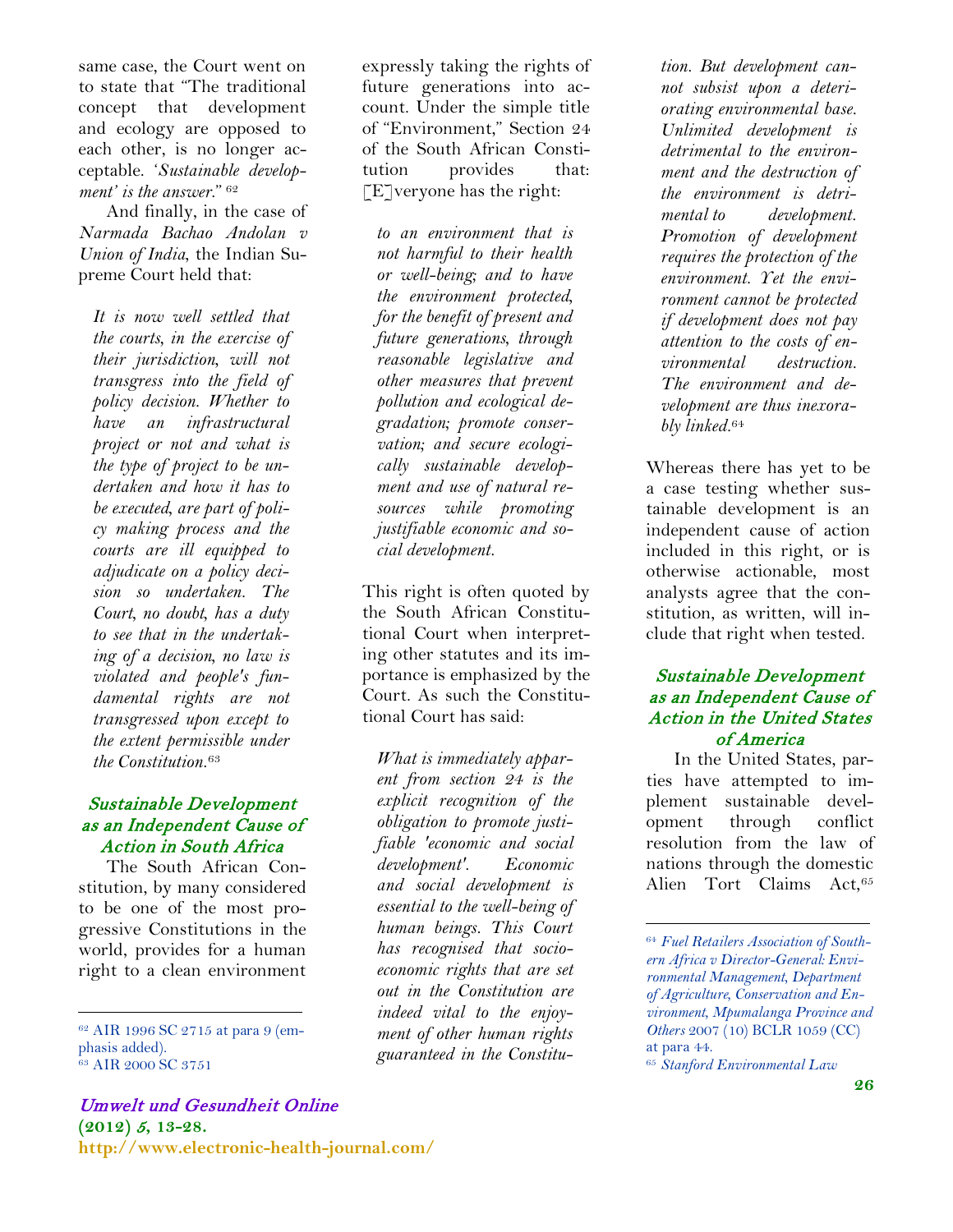same case, the Court went on to state that "The traditional concept that development and ecology are opposed to each other, is no longer acceptable. '*Sustainable development' is the answer*." [62]

And finally, in the case of *Narmada Bachao Andolan v Union of India*, the Indian Supreme Court held that:

> *It is now well settled that the courts, in the exercise of their jurisdiction, will not transgress into the field of policy decision. Whether to have an infrastructural project or not and what is the type of project to be undertaken and how it has to be executed, are part of policy making process and the courts are ill equipped to adjudicate on a policy decision so undertaken. The Court, no doubt, has a duty to see that in the undertaking of a decision, no law is violated and people's fundamental rights are not transgressed upon except to the extent permissible under the Constitution.*[63]

## Sustainable Development as an Independent Cause of Action in South Africa

The South African Constitution, by many considered to be one of the most progressive Constitutions in the world, provides for a human right to a clean environment expressly taking the rights of future generations into account. Under the simple title of "Environment," Section 24 of the South African Constitution provides that: [E]veryone has the right:

> *to an environment that is not harmful to their health or well-being; and to have the environment protected, for the benefit of present and future generations, through reasonable legislative and other measures that prevent pollution and ecological degradation; promote conservation; and secure ecologically sustainable development and use of natural resources while promoting justifiable economic and social development.*

This right is often quoted by the South African Constitutional Court when interpreting other statutes and its importance is emphasized by the Court. As such the Constitutional Court has said:

> *What is immediately apparent from section 24 is the explicit recognition of the obligation to promote justifiable 'economic and social development'. Economic and social development is essential to the well-being of human beings. This Court has recognised that socio-economic rights that are set out in the Constitution are indeed vital to the enjoyment of other human rights guaranteed in the Constitution. But development cannot subsist upon a deteriorating environmental base. Unlimited development is detrimental to the environment and the destruction of the environment is detrimental to development. Promotion of development requires the protection of the environment. Yet the environment cannot be protected if development does not pay attention to the costs of environmental destruction. The environment and development are thus inexorably linked.*[64]

Whereas there has yet to be a case testing whether sustainable development is an independent cause of action included in this right, or is otherwise actionable, most analysts agree that the constitution, as written, will include that right when tested.

## Sustainable Development as an Independent Cause of Action in the United States of America

In the United States, parties have attempted to implement sustainable development through conflict resolution from the law of nations through the domestic Alien Tort Claims Act,[65]

---

[62] AIR 1996 SC 2715 at para 9 (emphasis added).

[63] AIR 2000 SC 3751

[64] *Fuel Retailers Association of Southern Africa v Director-General: Environmental Management, Department of Agriculture, Conservation and Environment, Mpumalanga Province and Others* 2007 (10) BCLR 1059 (CC) at para 44.

[65] *Stanford Environmental Law*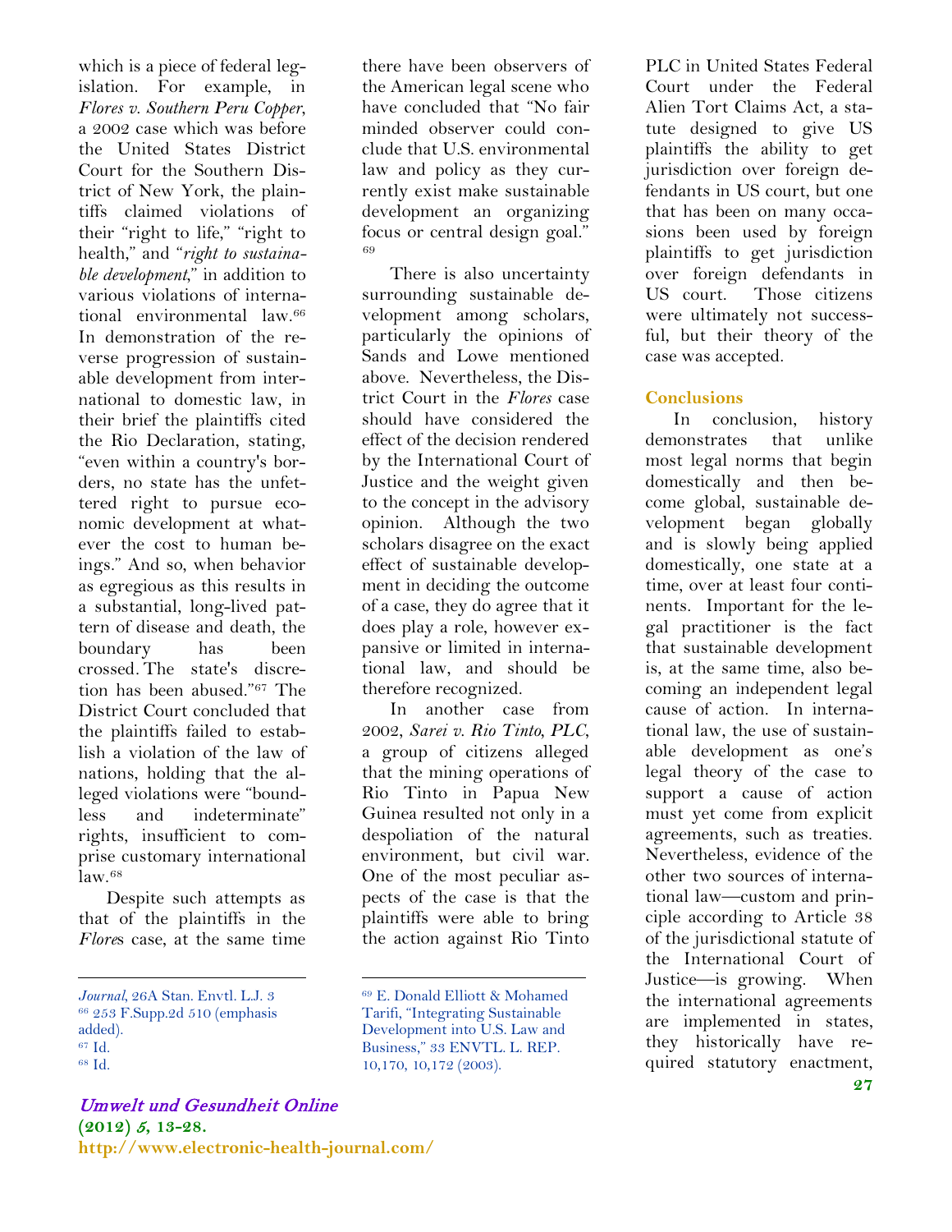which is a piece of federal legislation. For example, in *Flores v. Southern Peru Copper*, a 2002 case which was before the United States District Court for the Southern District of New York, the plaintiffs claimed violations of their "right to life," "right to health," and "*right to sustainable development*," in addition to various violations of international environmental law.[66] In demonstration of the reverse progression of sustainable development from international to domestic law, in their brief the plaintiffs cited the Rio Declaration, stating, "even within a country's borders, no state has the unfettered right to pursue economic development at whatever the cost to human beings." And so, when behavior as egregious as this results in a substantial, long-lived pattern of disease and death, the boundary has been crossed. The state's discretion has been abused."[67] The District Court concluded that the plaintiffs failed to establish a violation of the law of nations, holding that the alleged violations were "boundless and indeterminate" rights, insufficient to comprise customary international law.[68]

Despite such attempts as that of the plaintiffs in the *Flores* case, at the same time there have been observers of the American legal scene who have concluded that "No fair minded observer could conclude that U.S. environmental law and policy as they currently exist make sustainable development an organizing focus or central design goal."[69]

There is also uncertainty surrounding sustainable development among scholars, particularly the opinions of Sands and Lowe mentioned above. Nevertheless, the District Court in the *Flores* case should have considered the effect of the decision rendered by the International Court of Justice and the weight given to the concept in the advisory opinion. Although the two scholars disagree on the exact effect of sustainable development in deciding the outcome of a case, they do agree that it does play a role, however expansive or limited in international law, and should be therefore recognized.

In another case from 2002, *Sarei v. Rio Tinto, PLC*, a group of citizens alleged that the mining operations of Rio Tinto in Papua New Guinea resulted not only in a despoliation of the natural environment, but civil war. One of the most peculiar aspects of the case is that the plaintiffs were able to bring the action against Rio Tinto PLC in United States Federal Court under the Federal Alien Tort Claims Act, a statute designed to give US plaintiffs the ability to get jurisdiction over foreign defendants in US court, but one that has been on many occasions been used by foreign plaintiffs to get jurisdiction over foreign defendants in US court. Those citizens were ultimately not successful, but their theory of the case was accepted.

## Conclusions

In conclusion, history demonstrates that unlike most legal norms that begin domestically and then become global, sustainable development began globally and is slowly being applied domestically, one state at a time, over at least four continents. Important for the legal practitioner is the fact that sustainable development is, at the same time, also becoming an independent legal cause of action. In international law, the use of sustainable development as one's legal theory of the case to support a cause of action must yet come from explicit agreements, such as treaties. Nevertheless, evidence of the other two sources of international law—custom and principle according to Article 38 of the jurisdictional statute of the International Court of Justice—is growing. When the international agreements are implemented in states, they historically have required statutory enactment,

---

*Journal*, 26A Stan. Envtl. L.J. 3

[66] 253 F.Supp.2d 510 (emphasis added).

[67] Id.

[68] Id.

[69] E. Donald Elliott & Mohamed Tarifi, "Integrating Sustainable Development into U.S. Law and Business," 33 ENVTL. L. REP. 10,170, 10,172 (2003).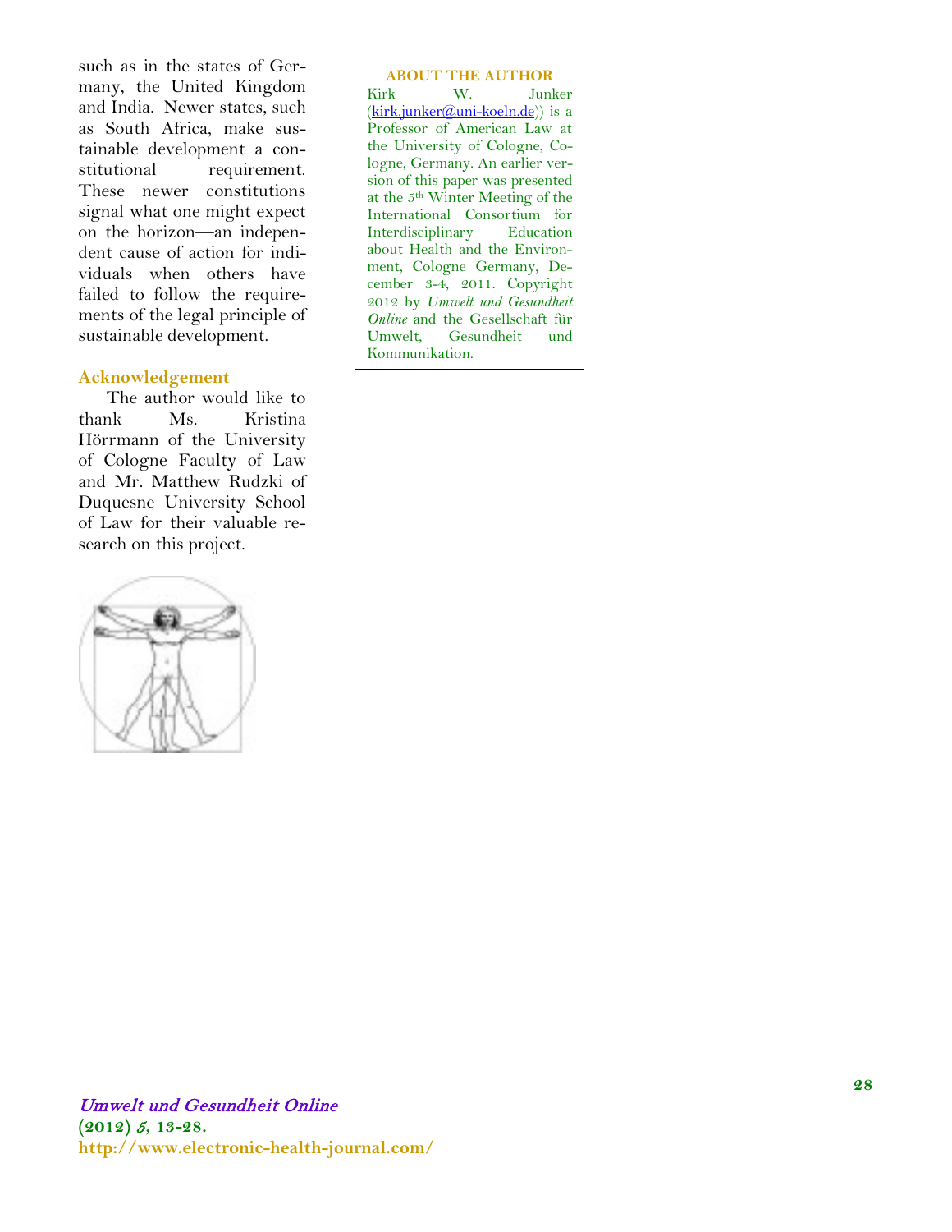such as in the states of Germany, the United Kingdom and India. Newer states, such as South Africa, make sustainable development a constitutional requirement. These newer constitutions signal what one might expect on the horizon—an independent cause of action for individuals when others have failed to follow the requirements of the legal principle of sustainable development.

## Acknowledgement

The author would like to thank Ms. Kristina Hörrmann of the University of Cologne Faculty of Law and Mr. Matthew Rudzki of Duquesne University School of Law for their valuable research on this project.

**ABOUT THE AUTHOR**

Kirk W. Junker (kirk.junker@uni-koeln.de)) is a Professor of American Law at the University of Cologne, Cologne, Germany. An earlier version of this paper was presented at the 5th Winter Meeting of the International Consortium for Interdisciplinary Education about Health and the Environment, Cologne Germany, December 3-4, 2011. Copyright 2012 by *Umwelt und Gesundheit Online* and the Gesellschaft für Umwelt, Gesundheit und Kommunikation.